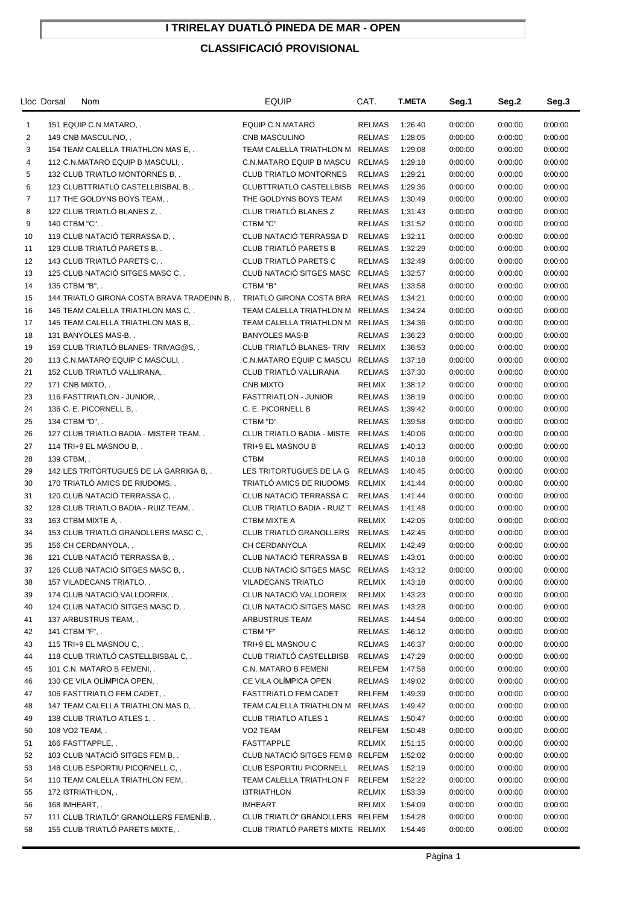# I TRIRELAY DUATLÓ PINEDA DE MAR - OPEN

## CLASSIFICACIÓ PROVISIONAL

| Lloc | Dorsal | Nom | EQUIP | CAT. | T.META | Seg.1 | Seg.2 | Seg.3 |
|---|---|---|---|---|---|---|---|---|
| 1 | 151 | EQUIP C.N.MATARO, . | EQUIP C.N.MATARO | RELMAS | 1:26:40 | 0:00:00 | 0:00:00 | 0:00:00 |
| 2 | 149 | CNB MASCULINO, . | CNB MASCULINO | RELMAS | 1:28:05 | 0:00:00 | 0:00:00 | 0:00:00 |
| 3 | 154 | TEAM CALELLA TRIATHLON MAS E, . | TEAM CALELLA TRIATHLON M | RELMAS | 1:29:08 | 0:00:00 | 0:00:00 | 0:00:00 |
| 4 | 112 | C.N.MATARO EQUIP B MASCULI, . | C.N.MATARO EQUIP B MASCU | RELMAS | 1:29:18 | 0:00:00 | 0:00:00 | 0:00:00 |
| 5 | 132 | CLUB TRIATLO MONTORNES B, . | CLUB TRIATLO MONTORNES | RELMAS | 1:29:21 | 0:00:00 | 0:00:00 | 0:00:00 |
| 6 | 123 | CLUBTTRIATLÓ CASTELLBISBAL B, . | CLUBTTRIATLÓ CASTELLBISB | RELMAS | 1:29:36 | 0:00:00 | 0:00:00 | 0:00:00 |
| 7 | 117 | THE GOLDYNS BOYS TEAM, . | THE GOLDYNS BOYS TEAM | RELMAS | 1:30:49 | 0:00:00 | 0:00:00 | 0:00:00 |
| 8 | 122 | CLUB TRIATLÓ BLANES Z, . | CLUB TRIATLÓ BLANES Z | RELMAS | 1:31:43 | 0:00:00 | 0:00:00 | 0:00:00 |
| 9 | 140 | CTBM "C", . | CTBM "C" | RELMAS | 1:31:52 | 0:00:00 | 0:00:00 | 0:00:00 |
| 10 | 119 | CLUB NATACIÓ TERRASSA D, . | CLUB NATACIÓ TERRASSA D | RELMAS | 1:32:11 | 0:00:00 | 0:00:00 | 0:00:00 |
| 11 | 129 | CLUB TRIATLÓ PARETS B, . | CLUB TRIATLÓ PARETS B | RELMAS | 1:32:29 | 0:00:00 | 0:00:00 | 0:00:00 |
| 12 | 143 | CLUB TRIATLÓ PARETS C, . | CLUB TRIATLÓ PARETS C | RELMAS | 1:32:49 | 0:00:00 | 0:00:00 | 0:00:00 |
| 13 | 125 | CLUB NATACIÓ SITGES MASC C, . | CLUB NATACIÓ SITGES MASC | RELMAS | 1:32:57 | 0:00:00 | 0:00:00 | 0:00:00 |
| 14 | 135 | CTBM "B", . | CTBM "B" | RELMAS | 1:33:58 | 0:00:00 | 0:00:00 | 0:00:00 |
| 15 | 144 | TRIATLÓ GIRONA COSTA BRAVA TRADEINN B, . | TRIATLÓ GIRONA COSTA BRA | RELMAS | 1:34:21 | 0:00:00 | 0:00:00 | 0:00:00 |
| 16 | 146 | TEAM CALELLA TRIATHLON MAS C, . | TEAM CALELLA TRIATHLON M | RELMAS | 1:34:24 | 0:00:00 | 0:00:00 | 0:00:00 |
| 17 | 145 | TEAM CALELLA TRIATHLON MAS B, . | TEAM CALELLA TRIATHLON M | RELMAS | 1:34:36 | 0:00:00 | 0:00:00 | 0:00:00 |
| 18 | 131 | BANYOLES MAS-B, . | BANYOLES MAS-B | RELMAS | 1:36:23 | 0:00:00 | 0:00:00 | 0:00:00 |
| 19 | 159 | CLUB TRIATLÓ BLANES- TRIVAG@S, . | CLUB TRIATLÓ BLANES- TRIV | RELMIX | 1:36:53 | 0:00:00 | 0:00:00 | 0:00:00 |
| 20 | 113 | C.N.MATARO EQUIP C MASCULI, . | C.N.MATARO EQUIP C MASCU | RELMAS | 1:37:18 | 0:00:00 | 0:00:00 | 0:00:00 |
| 21 | 152 | CLUB TRIATLÓ VALLIRANA, . | CLUB TRIATLÓ VALLIRANA | RELMAS | 1:37:30 | 0:00:00 | 0:00:00 | 0:00:00 |
| 22 | 171 | CNB MIXTO, . | CNB MIXTO | RELMIX | 1:38:12 | 0:00:00 | 0:00:00 | 0:00:00 |
| 23 | 116 | FASTTRIATLON - JUNIOR, . | FASTTRIATLON - JUNIOR | RELMAS | 1:38:19 | 0:00:00 | 0:00:00 | 0:00:00 |
| 24 | 136 | C. E. PICORNELL B, . | C. E. PICORNELL B | RELMAS | 1:39:42 | 0:00:00 | 0:00:00 | 0:00:00 |
| 25 | 134 | CTBM "D", . | CTBM "D" | RELMAS | 1:39:58 | 0:00:00 | 0:00:00 | 0:00:00 |
| 26 | 127 | CLUB TRIATLO BADIA - MISTER TEAM, . | CLUB TRIATLO BADIA - MISTE | RELMAS | 1:40:06 | 0:00:00 | 0:00:00 | 0:00:00 |
| 27 | 114 | TRI+9 EL MASNOU B, . | TRI+9 EL MASNOU B | RELMAS | 1:40:13 | 0:00:00 | 0:00:00 | 0:00:00 |
| 28 | 139 | CTBM, . | CTBM | RELMAS | 1:40:18 | 0:00:00 | 0:00:00 | 0:00:00 |
| 29 | 142 | LES TRITORTUGUES DE LA GARRIGA B, . | LES TRITORTUGUES DE LA G | RELMAS | 1:40:45 | 0:00:00 | 0:00:00 | 0:00:00 |
| 30 | 170 | TRIATLÓ AMICS DE RIUDOMS, . | TRIATLÓ AMICS DE RIUDOMS | RELMIX | 1:41:44 | 0:00:00 | 0:00:00 | 0:00:00 |
| 31 | 120 | CLUB NATACIÓ TERRASSA C, . | CLUB NATACIÓ TERRASSA C | RELMAS | 1:41:44 | 0:00:00 | 0:00:00 | 0:00:00 |
| 32 | 128 | CLUB TRIATLO BADIA - RUIZ TEAM, . | CLUB TRIATLO BADIA - RUIZ T | RELMAS | 1:41:48 | 0:00:00 | 0:00:00 | 0:00:00 |
| 33 | 163 | CTBM MIXTE A, . | CTBM MIXTE A | RELMIX | 1:42:05 | 0:00:00 | 0:00:00 | 0:00:00 |
| 34 | 153 | CLUB TRIATLÓ GRANOLLERS MASC C, . | CLUB TRIATLÓ GRANOLLERS | RELMAS | 1:42:45 | 0:00:00 | 0:00:00 | 0:00:00 |
| 35 | 156 | CH CERDANYOLA, . | CH CERDANYOLA | RELMIX | 1:42:49 | 0:00:00 | 0:00:00 | 0:00:00 |
| 36 | 121 | CLUB NATACIÓ TERRASSA B, . | CLUB NATACIÓ TERRASSA B | RELMAS | 1:43:01 | 0:00:00 | 0:00:00 | 0:00:00 |
| 37 | 126 | CLUB NATACIÓ SITGES MASC B, . | CLUB NATACIÓ SITGES MASC | RELMAS | 1:43:12 | 0:00:00 | 0:00:00 | 0:00:00 |
| 38 | 157 | VILADECANS TRIATLO, . | VILADECANS TRIATLO | RELMIX | 1:43:18 | 0:00:00 | 0:00:00 | 0:00:00 |
| 39 | 174 | CLUB NATACIÓ VALLDOREIX, . | CLUB NATACIÓ VALLDOREIX | RELMIX | 1:43:23 | 0:00:00 | 0:00:00 | 0:00:00 |
| 40 | 124 | CLUB NATACIÓ SITGES MASC D, . | CLUB NATACIÓ SITGES MASC | RELMAS | 1:43:28 | 0:00:00 | 0:00:00 | 0:00:00 |
| 41 | 137 | ARBUSTRUS TEAM, . | ARBUSTRUS TEAM | RELMAS | 1:44:54 | 0:00:00 | 0:00:00 | 0:00:00 |
| 42 | 141 | CTBM "F", . | CTBM "F" | RELMAS | 1:46:12 | 0:00:00 | 0:00:00 | 0:00:00 |
| 43 | 115 | TRI+9 EL MASNOU C, . | TRI+9 EL MASNOU C | RELMAS | 1:46:37 | 0:00:00 | 0:00:00 | 0:00:00 |
| 44 | 118 | CLUB TRIATLÓ CASTELLBISBAL C, . | CLUB TRIATLÓ CASTELLBISB | RELMAS | 1:47:29 | 0:00:00 | 0:00:00 | 0:00:00 |
| 45 | 101 | C.N. MATARO B FEMENI, . | C.N. MATARO B FEMENI | RELFEM | 1:47:58 | 0:00:00 | 0:00:00 | 0:00:00 |
| 46 | 130 | CE VILA OLÍMPICA OPEN, . | CE VILA OLÍMPICA OPEN | RELMAS | 1:49:02 | 0:00:00 | 0:00:00 | 0:00:00 |
| 47 | 106 | FASTTRIATLO FEM CADET, . | FASTTRIATLO FEM CADET | RELFEM | 1:49:39 | 0:00:00 | 0:00:00 | 0:00:00 |
| 48 | 147 | TEAM CALELLA TRIATHLON MAS D, . | TEAM CALELLA TRIATHLON M | RELMAS | 1:49:42 | 0:00:00 | 0:00:00 | 0:00:00 |
| 49 | 138 | CLUB TRIATLO ATLES 1, . | CLUB TRIATLO ATLES 1 | RELMAS | 1:50:47 | 0:00:00 | 0:00:00 | 0:00:00 |
| 50 | 108 | VO2 TEAM, . | VO2 TEAM | RELFEM | 1:50:48 | 0:00:00 | 0:00:00 | 0:00:00 |
| 51 | 166 | FASTTAPPLE, . | FASTTAPPLE | RELMIX | 1:51:15 | 0:00:00 | 0:00:00 | 0:00:00 |
| 52 | 103 | CLUB NATACIÓ SITGES FEM B, . | CLUB NATACIÓ SITGES FEM B | RELFEM | 1:52:02 | 0:00:00 | 0:00:00 | 0:00:00 |
| 53 | 148 | CLUB ESPORTIU PICORNELL C, . | CLUB ESPORTIU PICORNELL | RELMAS | 1:52:19 | 0:00:00 | 0:00:00 | 0:00:00 |
| 54 | 110 | TEAM CALELLA TRIATHLON FEM, . | TEAM CALELLA TRIATHLON F | RELFEM | 1:52:22 | 0:00:00 | 0:00:00 | 0:00:00 |
| 55 | 172 | I3TRIATHLON, . | I3TRIATHLON | RELMIX | 1:53:39 | 0:00:00 | 0:00:00 | 0:00:00 |
| 56 | 168 | IMHEART, . | IMHEART | RELMIX | 1:54:09 | 0:00:00 | 0:00:00 | 0:00:00 |
| 57 | 111 | CLUB TRIATLÓ" GRANOLLERS FEMENÍ B, . | CLUB TRIATLÓ" GRANOLLERS | RELFEM | 1:54:28 | 0:00:00 | 0:00:00 | 0:00:00 |
| 58 | 155 | CLUB TRIATLÓ PARETS MIXTE, . | CLUB TRIATLÓ PARETS MIXTE | RELMIX | 1:54:46 | 0:00:00 | 0:00:00 | 0:00:00 |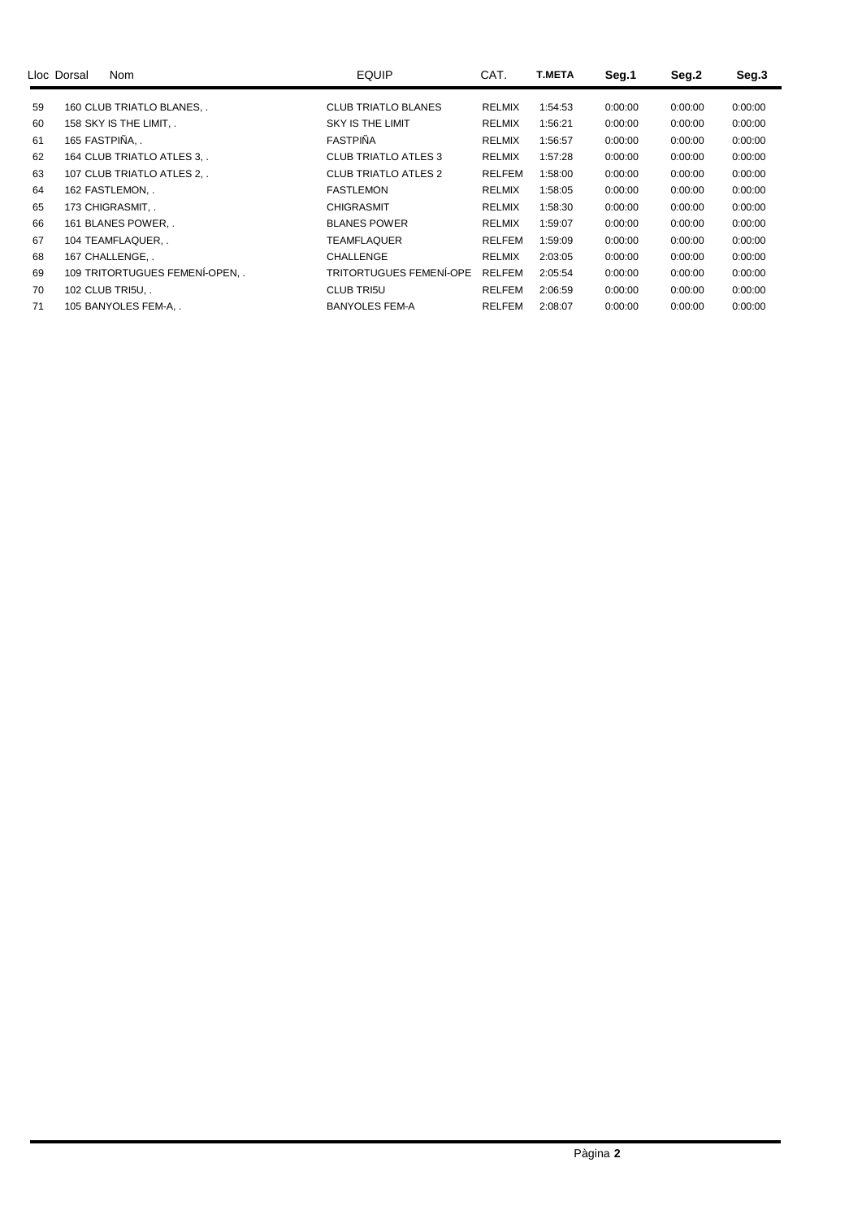| Lloc | Dorsal | Nom | EQUIP | CAT. | T.META | Seg.1 | Seg.2 | Seg.3 |
|---|---|---|---|---|---|---|---|---|
| 59 | 160 | CLUB TRIATLO BLANES, . | CLUB TRIATLO BLANES | RELMIX | 1:54:53 | 0:00:00 | 0:00:00 | 0:00:00 |
| 60 | 158 | SKY IS THE LIMIT, . | SKY IS THE LIMIT | RELMIX | 1:56:21 | 0:00:00 | 0:00:00 | 0:00:00 |
| 61 | 165 | FASTPIÑA, . | FASTPIÑA | RELMIX | 1:56:57 | 0:00:00 | 0:00:00 | 0:00:00 |
| 62 | 164 | CLUB TRIATLO ATLES 3, . | CLUB TRIATLO ATLES 3 | RELMIX | 1:57:28 | 0:00:00 | 0:00:00 | 0:00:00 |
| 63 | 107 | CLUB TRIATLO ATLES 2, . | CLUB TRIATLO ATLES 2 | RELFEM | 1:58:00 | 0:00:00 | 0:00:00 | 0:00:00 |
| 64 | 162 | FASTLEMON, . | FASTLEMON | RELMIX | 1:58:05 | 0:00:00 | 0:00:00 | 0:00:00 |
| 65 | 173 | CHIGRASMIT, . | CHIGRASMIT | RELMIX | 1:58:30 | 0:00:00 | 0:00:00 | 0:00:00 |
| 66 | 161 | BLANES POWER, . | BLANES POWER | RELMIX | 1:59:07 | 0:00:00 | 0:00:00 | 0:00:00 |
| 67 | 104 | TEAMFLAQUER, . | TEAMFLAQUER | RELFEM | 1:59:09 | 0:00:00 | 0:00:00 | 0:00:00 |
| 68 | 167 | CHALLENGE, . | CHALLENGE | RELMIX | 2:03:05 | 0:00:00 | 0:00:00 | 0:00:00 |
| 69 | 109 | TRITORTUGUES FEMENÍ-OPEN, . | TRITORTUGUES FEMENÍ-OPE | RELFEM | 2:05:54 | 0:00:00 | 0:00:00 | 0:00:00 |
| 70 | 102 | CLUB TRI5U, . | CLUB TRI5U | RELFEM | 2:06:59 | 0:00:00 | 0:00:00 | 0:00:00 |
| 71 | 105 | BANYOLES FEM-A, . | BANYOLES FEM-A | RELFEM | 2:08:07 | 0:00:00 | 0:00:00 | 0:00:00 |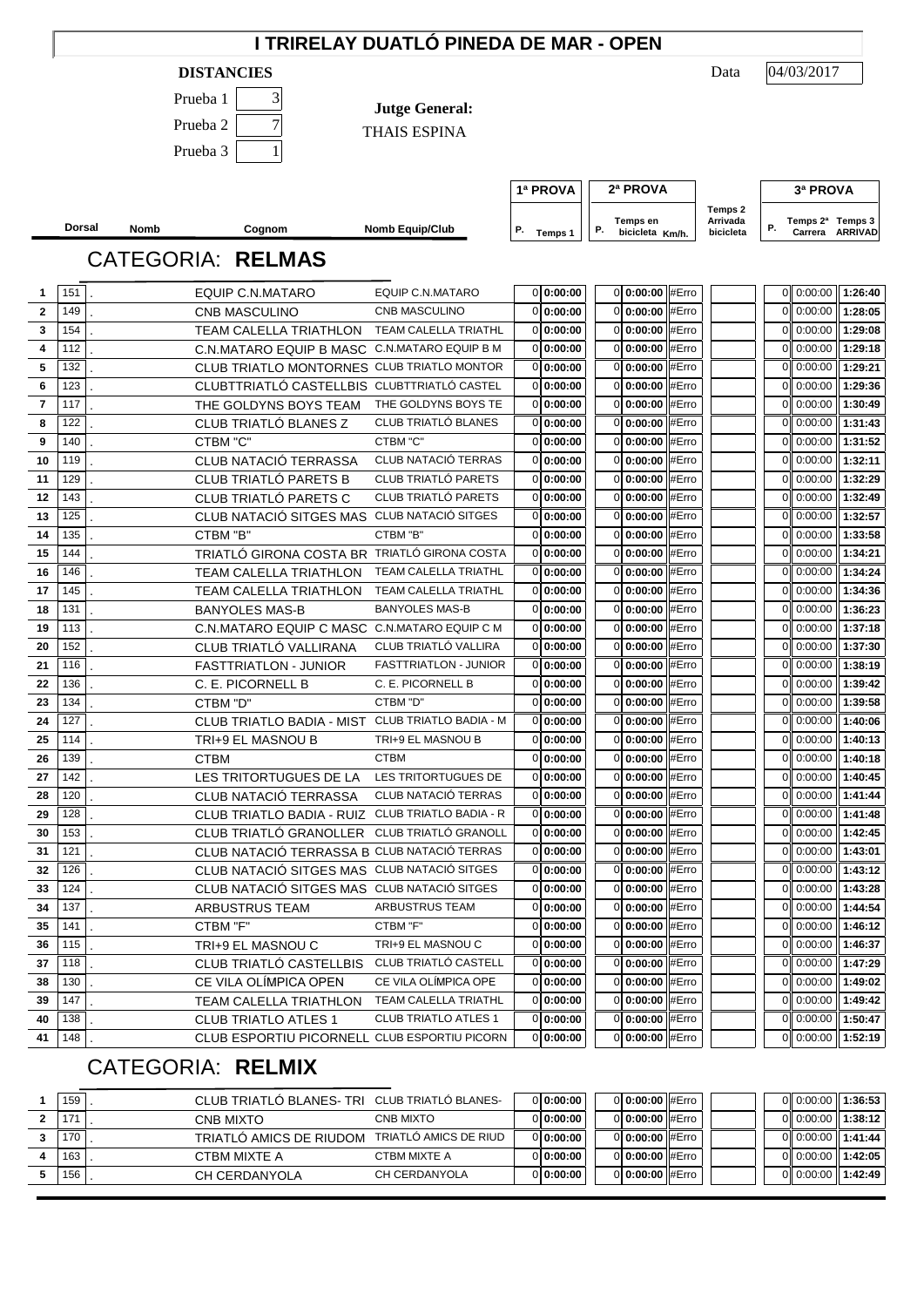# I TRIRELAY DUATLÓ PINEDA DE MAR - OPEN

**DISTANCIES**

Prueba 1: 3

Prueba 2: 7

Prueba 3: 1

**Jutge General:** THAIS ESPINA

Data: 04/03/2017

## CATEGORIA: **RELMAS**

| | Dorsal | Nomb | Cognom | Nomb Equip/Club | 1ª PROVA P. | 1ª PROVA Temps 1 | 2ª PROVA P. | 2ª PROVA Temps en bicicleta | Km/h. | Temps 2 Arrivada bicicleta | 3ª PROVA P. | Temps 2ª Carrera | Temps 3 ARRIVAD |
|---|---|---|---|---|---|---|---|---|---|---|---|---|---|
| 1 | 151 | . | EQUIP C.N.MATARO | EQUIP C.N.MATARO | 0 | 0:00:00 | 0 | 0:00:00 | #Erro | | 0 | 0:00:00 | 1:26:40 |
| 2 | 149 | . | CNB MASCULINO | CNB MASCULINO | 0 | 0:00:00 | 0 | 0:00:00 | #Erro | | 0 | 0:00:00 | 1:28:05 |
| 3 | 154 | . | TEAM CALELLA TRIATHLON | TEAM CALELLA TRIATHL | 0 | 0:00:00 | 0 | 0:00:00 | #Erro | | 0 | 0:00:00 | 1:29:08 |
| 4 | 112 | . | C.N.MATARO EQUIP B MASC | C.N.MATARO EQUIP B M | 0 | 0:00:00 | 0 | 0:00:00 | #Erro | | 0 | 0:00:00 | 1:29:18 |
| 5 | 132 | . | CLUB TRIATLO MONTORNES | CLUB TRIATLO MONTOR | 0 | 0:00:00 | 0 | 0:00:00 | #Erro | | 0 | 0:00:00 | 1:29:21 |
| 6 | 123 | . | CLUBTTRIATLÓ CASTELLBIS | CLUBTTRIATLÓ CASTEL | 0 | 0:00:00 | 0 | 0:00:00 | #Erro | | 0 | 0:00:00 | 1:29:36 |
| 7 | 117 | . | THE GOLDYNS BOYS TEAM | THE GOLDYNS BOYS TE | 0 | 0:00:00 | 0 | 0:00:00 | #Erro | | 0 | 0:00:00 | 1:30:49 |
| 8 | 122 | . | CLUB TRIATLÓ BLANES Z | CLUB TRIATLÓ BLANES | 0 | 0:00:00 | 0 | 0:00:00 | #Erro | | 0 | 0:00:00 | 1:31:43 |
| 9 | 140 | . | CTBM "C" | CTBM "C" | 0 | 0:00:00 | 0 | 0:00:00 | #Erro | | 0 | 0:00:00 | 1:31:52 |
| 10 | 119 | . | CLUB NATACIÓ TERRASSA | CLUB NATACIÓ TERRAS | 0 | 0:00:00 | 0 | 0:00:00 | #Erro | | 0 | 0:00:00 | 1:32:11 |
| 11 | 129 | . | CLUB TRIATLÓ PARETS B | CLUB TRIATLÓ PARETS | 0 | 0:00:00 | 0 | 0:00:00 | #Erro | | 0 | 0:00:00 | 1:32:29 |
| 12 | 143 | . | CLUB TRIATLÓ PARETS C | CLUB TRIATLÓ PARETS | 0 | 0:00:00 | 0 | 0:00:00 | #Erro | | 0 | 0:00:00 | 1:32:49 |
| 13 | 125 | . | CLUB NATACIÓ SITGES MAS | CLUB NATACIÓ SITGES | 0 | 0:00:00 | 0 | 0:00:00 | #Erro | | 0 | 0:00:00 | 1:32:57 |
| 14 | 135 | . | CTBM "B" | CTBM "B" | 0 | 0:00:00 | 0 | 0:00:00 | #Erro | | 0 | 0:00:00 | 1:33:58 |
| 15 | 144 | . | TRIATLÓ GIRONA COSTA BR | TRIATLÓ GIRONA COSTA | 0 | 0:00:00 | 0 | 0:00:00 | #Erro | | 0 | 0:00:00 | 1:34:21 |
| 16 | 146 | . | TEAM CALELLA TRIATHLON | TEAM CALELLA TRIATHL | 0 | 0:00:00 | 0 | 0:00:00 | #Erro | | 0 | 0:00:00 | 1:34:24 |
| 17 | 145 | . | TEAM CALELLA TRIATHLON | TEAM CALELLA TRIATHL | 0 | 0:00:00 | 0 | 0:00:00 | #Erro | | 0 | 0:00:00 | 1:34:36 |
| 18 | 131 | . | BANYOLES MAS-B | BANYOLES MAS-B | 0 | 0:00:00 | 0 | 0:00:00 | #Erro | | 0 | 0:00:00 | 1:36:23 |
| 19 | 113 | . | C.N.MATARO EQUIP C MASC | C.N.MATARO EQUIP C M | 0 | 0:00:00 | 0 | 0:00:00 | #Erro | | 0 | 0:00:00 | 1:37:18 |
| 20 | 152 | . | CLUB TRIATLÓ VALLIRANA | CLUB TRIATLÓ VALLIRA | 0 | 0:00:00 | 0 | 0:00:00 | #Erro | | 0 | 0:00:00 | 1:37:30 |
| 21 | 116 | . | FASTTRIATLON - JUNIOR | FASTTRIATLON - JUNIOR | 0 | 0:00:00 | 0 | 0:00:00 | #Erro | | 0 | 0:00:00 | 1:38:19 |
| 22 | 136 | . | C. E. PICORNELL B | C. E. PICORNELL B | 0 | 0:00:00 | 0 | 0:00:00 | #Erro | | 0 | 0:00:00 | 1:39:42 |
| 23 | 134 | . | CTBM "D" | CTBM "D" | 0 | 0:00:00 | 0 | 0:00:00 | #Erro | | 0 | 0:00:00 | 1:39:58 |
| 24 | 127 | . | CLUB TRIATLO BADIA - MIST | CLUB TRIATLO BADIA - M | 0 | 0:00:00 | 0 | 0:00:00 | #Erro | | 0 | 0:00:00 | 1:40:06 |
| 25 | 114 | . | TRI+9 EL MASNOU B | TRI+9 EL MASNOU B | 0 | 0:00:00 | 0 | 0:00:00 | #Erro | | 0 | 0:00:00 | 1:40:13 |
| 26 | 139 | . | CTBM | CTBM | 0 | 0:00:00 | 0 | 0:00:00 | #Erro | | 0 | 0:00:00 | 1:40:18 |
| 27 | 142 | . | LES TRITORTUGUES DE LA | LES TRITORTUGUES DE | 0 | 0:00:00 | 0 | 0:00:00 | #Erro | | 0 | 0:00:00 | 1:40:45 |
| 28 | 120 | . | CLUB NATACIÓ TERRASSA | CLUB NATACIÓ TERRAS | 0 | 0:00:00 | 0 | 0:00:00 | #Erro | | 0 | 0:00:00 | 1:41:44 |
| 29 | 128 | . | CLUB TRIATLO BADIA - RUIZ | CLUB TRIATLO BADIA - R | 0 | 0:00:00 | 0 | 0:00:00 | #Erro | | 0 | 0:00:00 | 1:41:48 |
| 30 | 153 | . | CLUB TRIATLÓ GRANOLLER | CLUB TRIATLÓ GRANOLL | 0 | 0:00:00 | 0 | 0:00:00 | #Erro | | 0 | 0:00:00 | 1:42:45 |
| 31 | 121 | . | CLUB NATACIÓ TERRASSA B | CLUB NATACIÓ TERRAS | 0 | 0:00:00 | 0 | 0:00:00 | #Erro | | 0 | 0:00:00 | 1:43:01 |
| 32 | 126 | . | CLUB NATACIÓ SITGES MAS | CLUB NATACIÓ SITGES | 0 | 0:00:00 | 0 | 0:00:00 | #Erro | | 0 | 0:00:00 | 1:43:12 |
| 33 | 124 | . | CLUB NATACIÓ SITGES MAS | CLUB NATACIÓ SITGES | 0 | 0:00:00 | 0 | 0:00:00 | #Erro | | 0 | 0:00:00 | 1:43:28 |
| 34 | 137 | . | ARBUSTRUS TEAM | ARBUSTRUS TEAM | 0 | 0:00:00 | 0 | 0:00:00 | #Erro | | 0 | 0:00:00 | 1:44:54 |
| 35 | 141 | . | CTBM "F" | CTBM "F" | 0 | 0:00:00 | 0 | 0:00:00 | #Erro | | 0 | 0:00:00 | 1:46:12 |
| 36 | 115 | . | TRI+9 EL MASNOU C | TRI+9 EL MASNOU C | 0 | 0:00:00 | 0 | 0:00:00 | #Erro | | 0 | 0:00:00 | 1:46:37 |
| 37 | 118 | . | CLUB TRIATLÓ CASTELLBIS | CLUB TRIATLÓ CASTELL | 0 | 0:00:00 | 0 | 0:00:00 | #Erro | | 0 | 0:00:00 | 1:47:29 |
| 38 | 130 | . | CE VILA OLÍMPICA OPEN | CE VILA OLÍMPICA OPE | 0 | 0:00:00 | 0 | 0:00:00 | #Erro | | 0 | 0:00:00 | 1:49:02 |
| 39 | 147 | . | TEAM CALELLA TRIATHLON | TEAM CALELLA TRIATHL | 0 | 0:00:00 | 0 | 0:00:00 | #Erro | | 0 | 0:00:00 | 1:49:42 |
| 40 | 138 | . | CLUB TRIATLO ATLES 1 | CLUB TRIATLO ATLES 1 | 0 | 0:00:00 | 0 | 0:00:00 | #Erro | | 0 | 0:00:00 | 1:50:47 |
| 41 | 148 | . | CLUB ESPORTIU PICORNELL | CLUB ESPORTIU PICORN | 0 | 0:00:00 | 0 | 0:00:00 | #Erro | | 0 | 0:00:00 | 1:52:19 |

## CATEGORIA: **RELMIX**

| | Dorsal | Nomb | Cognom | Nomb Equip/Club | 1ª PROVA P. | 1ª PROVA Temps 1 | 2ª PROVA P. | 2ª PROVA Temps en bicicleta | Km/h. | Temps 2 Arrivada bicicleta | 3ª PROVA P. | Temps 2ª Carrera | Temps 3 ARRIVAD |
|---|---|---|---|---|---|---|---|---|---|---|---|---|---|
| 1 | 159 | . | CLUB TRIATLÓ BLANES- TRI | CLUB TRIATLÓ BLANES- | 0 | 0:00:00 | 0 | 0:00:00 | #Erro | | 0 | 0:00:00 | 1:36:53 |
| 2 | 171 | . | CNB MIXTO | CNB MIXTO | 0 | 0:00:00 | 0 | 0:00:00 | #Erro | | 0 | 0:00:00 | 1:38:12 |
| 3 | 170 | . | TRIATLÓ AMICS DE RIUDOM | TRIATLÓ AMICS DE RIUD | 0 | 0:00:00 | 0 | 0:00:00 | #Erro | | 0 | 0:00:00 | 1:41:44 |
| 4 | 163 | . | CTBM MIXTE A | CTBM MIXTE A | 0 | 0:00:00 | 0 | 0:00:00 | #Erro | | 0 | 0:00:00 | 1:42:05 |
| 5 | 156 | . | CH CERDANYOLA | CH CERDANYOLA | 0 | 0:00:00 | 0 | 0:00:00 | #Erro | | 0 | 0:00:00 | 1:42:49 |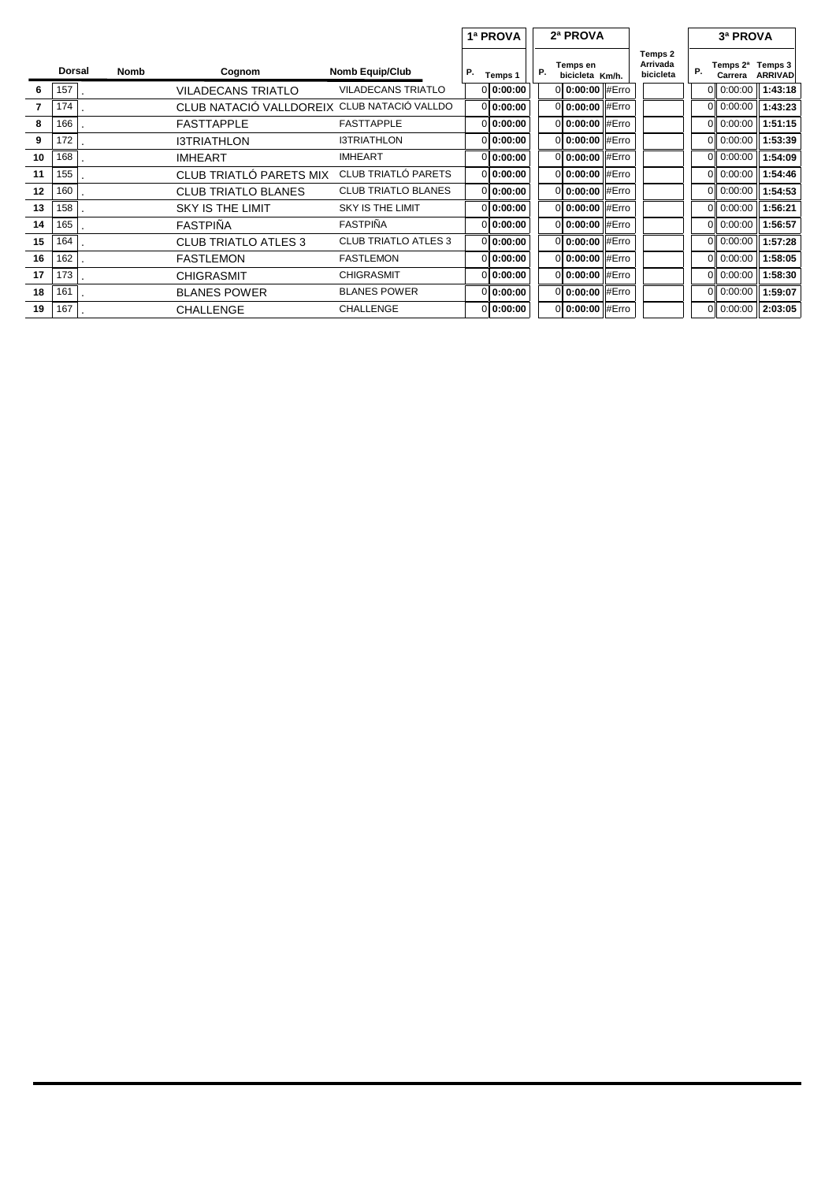| | Dorsal | Nomb | Cognom | Nomb Equip/Club | 1ª PROVA | | 2ª PROVA | | | Temps 2 Arrivada bicicleta | 3ª PROVA | | |
|---|---|---|---|---|---|---|---|---|---|---|---|---|---|
| | | | | | P. | Temps 1 | P. | Temps en bicicleta | Km/h. | | P. | Temps 2ª Carrera | Temps 3 ARRIVAD |
| 6 | 157 | . | VILADECANS TRIATLO | VILADECANS TRIATLO | 0 | 0:00:00 | 0 | 0:00:00 | #Erro | | 0 | 0:00:00 | 1:43:18 |
| 7 | 174 | . | CLUB NATACIÓ VALLDOREIX | CLUB NATACIÓ VALLDO | 0 | 0:00:00 | 0 | 0:00:00 | #Erro | | 0 | 0:00:00 | 1:43:23 |
| 8 | 166 | . | FASTTAPPLE | FASTTAPPLE | 0 | 0:00:00 | 0 | 0:00:00 | #Erro | | 0 | 0:00:00 | 1:51:15 |
| 9 | 172 | . | I3TRIATHLON | I3TRIATHLON | 0 | 0:00:00 | 0 | 0:00:00 | #Erro | | 0 | 0:00:00 | 1:53:39 |
| 10 | 168 | . | IMHEART | IMHEART | 0 | 0:00:00 | 0 | 0:00:00 | #Erro | | 0 | 0:00:00 | 1:54:09 |
| 11 | 155 | . | CLUB TRIATLÓ PARETS MIX | CLUB TRIATLÓ PARETS | 0 | 0:00:00 | 0 | 0:00:00 | #Erro | | 0 | 0:00:00 | 1:54:46 |
| 12 | 160 | . | CLUB TRIATLO BLANES | CLUB TRIATLO BLANES | 0 | 0:00:00 | 0 | 0:00:00 | #Erro | | 0 | 0:00:00 | 1:54:53 |
| 13 | 158 | . | SKY IS THE LIMIT | SKY IS THE LIMIT | 0 | 0:00:00 | 0 | 0:00:00 | #Erro | | 0 | 0:00:00 | 1:56:21 |
| 14 | 165 | . | FASTPIÑA | FASTPIÑA | 0 | 0:00:00 | 0 | 0:00:00 | #Erro | | 0 | 0:00:00 | 1:56:57 |
| 15 | 164 | . | CLUB TRIATLO ATLES 3 | CLUB TRIATLO ATLES 3 | 0 | 0:00:00 | 0 | 0:00:00 | #Erro | | 0 | 0:00:00 | 1:57:28 |
| 16 | 162 | . | FASTLEMON | FASTLEMON | 0 | 0:00:00 | 0 | 0:00:00 | #Erro | | 0 | 0:00:00 | 1:58:05 |
| 17 | 173 | . | CHIGRASMIT | CHIGRASMIT | 0 | 0:00:00 | 0 | 0:00:00 | #Erro | | 0 | 0:00:00 | 1:58:30 |
| 18 | 161 | . | BLANES POWER | BLANES POWER | 0 | 0:00:00 | 0 | 0:00:00 | #Erro | | 0 | 0:00:00 | 1:59:07 |
| 19 | 167 | . | CHALLENGE | CHALLENGE | 0 | 0:00:00 | 0 | 0:00:00 | #Erro | | 0 | 0:00:00 | 2:03:05 |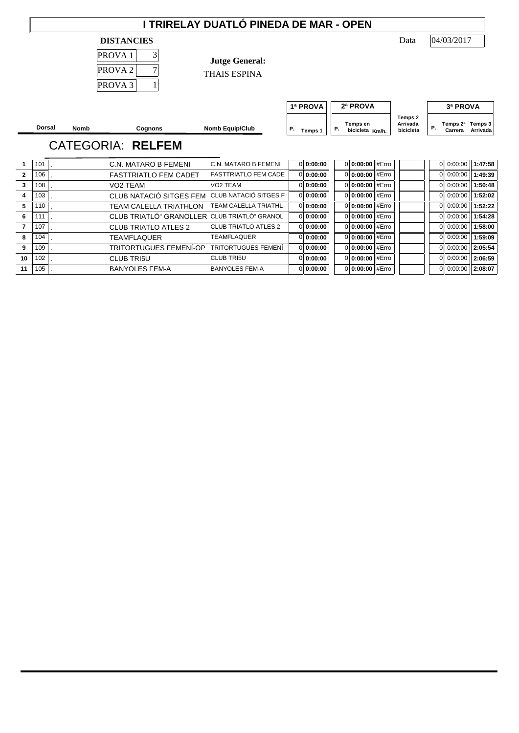# I TRIRELAY DUATLÓ PINEDA DE MAR - OPEN

**DISTANCIES**

| | |
|---|---|
| PROVA 1 | 3 |
| PROVA 2 | 7 |
| PROVA 3 | 1 |

**Jutge General:**
THAIS ESPINA

Data 04/03/2017

## CATEGORIA: **RELFEM**

| | | | | | 1ª PROVA | | 2ª PROVA | | | | 3ª PROVA | | |
|---|---|---|---|---|---|---|---|---|---|---|---|---|---|
| | **Dorsal** | **Nomb** | **Cognons** | **Nomb Equip/Club** | **P.** | **Temps 1** | **P.** | **Temps en bicicleta** | **Km/h.** | **Temps 2 Arrivada bicicleta** | **P.** | **Temps 2ª Carrera** | **Temps 3 Arrivada** |
| **1** | 101 | . | C.N. MATARO B FEMENI | C.N. MATARO B FEMENI | 0 | **0:00:00** | 0 | **0:00:00** | #Erro | | 0 | 0:00:00 | **1:47:58** |
| **2** | 106 | . | FASTTRIATLO FEM CADET | FASTTRIATLO FEM CADE | 0 | **0:00:00** | 0 | **0:00:00** | #Erro | | 0 | 0:00:00 | **1:49:39** |
| **3** | 108 | . | VO2 TEAM | VO2 TEAM | 0 | **0:00:00** | 0 | **0:00:00** | #Erro | | 0 | 0:00:00 | **1:50:48** |
| **4** | 103 | . | CLUB NATACIÓ SITGES FEM | CLUB NATACIÓ SITGES F | 0 | **0:00:00** | 0 | **0:00:00** | #Erro | | 0 | 0:00:00 | **1:52:02** |
| **5** | 110 | . | TEAM CALELLA TRIATHLON | TEAM CALELLA TRIATHL | 0 | **0:00:00** | 0 | **0:00:00** | #Erro | | 0 | 0:00:00 | **1:52:22** |
| **6** | 111 | . | CLUB TRIATLÓ" GRANOLLER | CLUB TRIATLÓ" GRANOL | 0 | **0:00:00** | 0 | **0:00:00** | #Erro | | 0 | 0:00:00 | **1:54:28** |
| **7** | 107 | . | CLUB TRIATLO ATLES 2 | CLUB TRIATLO ATLES 2 | 0 | **0:00:00** | 0 | **0:00:00** | #Erro | | 0 | 0:00:00 | **1:58:00** |
| **8** | 104 | . | TEAMFLAQUER | TEAMFLAQUER | 0 | **0:00:00** | 0 | **0:00:00** | #Erro | | 0 | 0:00:00 | **1:59:09** |
| **9** | 109 | . | TRITORTUGUES FEMENÍ-OP | TRITORTUGUES FEMENÍ | 0 | **0:00:00** | 0 | **0:00:00** | #Erro | | 0 | 0:00:00 | **2:05:54** |
| **10** | 102 | . | CLUB TRI5U | CLUB TRI5U | 0 | **0:00:00** | 0 | **0:00:00** | #Erro | | 0 | 0:00:00 | **2:06:59** |
| **11** | 105 | . | BANYOLES FEM-A | BANYOLES FEM-A | 0 | **0:00:00** | 0 | **0:00:00** | #Erro | | 0 | 0:00:00 | **2:08:07** |